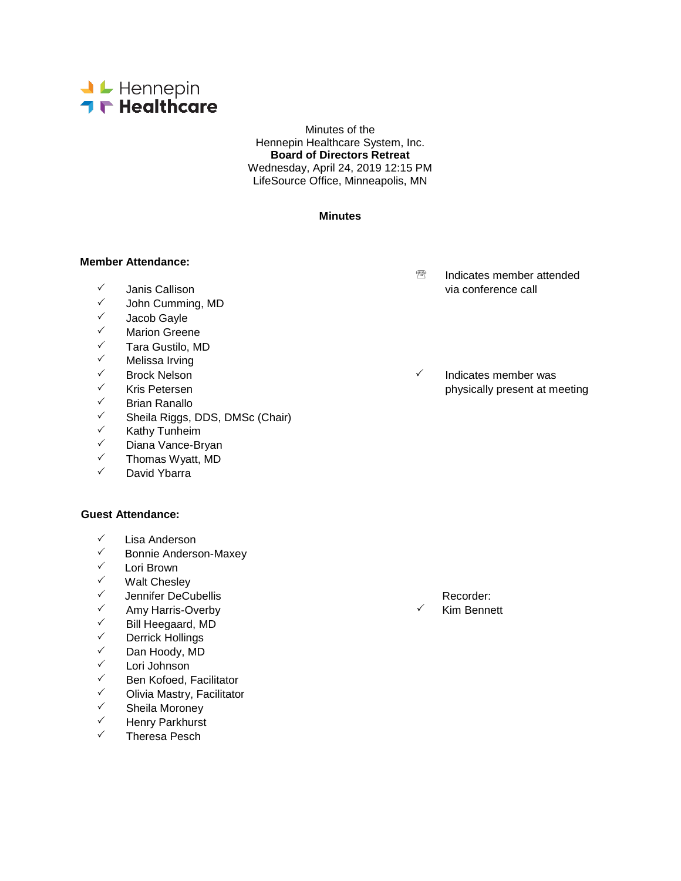Hennepin Healthcare

Minutes of the
Hennepin Healthcare System, Inc.
**Board of Directors Retreat**
Wednesday, April 24, 2019 12:15 PM
LifeSource Office, Minneapolis, MN

**Minutes**

**Member Attendance:**

- ✓ Janis Callison
- ✓ John Cumming, MD
- ✓ Jacob Gayle
- ✓ Marion Greene
- ✓ Tara Gustilo, MD
- ✓ Melissa Irving
- ✓ Brock Nelson
- ✓ Kris Petersen
- ✓ Brian Ranallo
- ✓ Sheila Riggs, DDS, DMSc (Chair)
- ✓ Kathy Tunheim
- ✓ Diana Vance-Bryan
- ✓ Thomas Wyatt, MD
- ✓ David Ybarra

☎ Indicates member attended via conference call

✓ Indicates member was physically present at meeting

**Guest Attendance:**

- ✓ Lisa Anderson
- ✓ Bonnie Anderson-Maxey
- ✓ Lori Brown
- ✓ Walt Chesley
- ✓ Jennifer DeCubellis
- ✓ Amy Harris-Overby
- ✓ Bill Heegaard, MD
- ✓ Derrick Hollings
- ✓ Dan Hoody, MD
- ✓ Lori Johnson
- ✓ Ben Kofoed, Facilitator
- ✓ Olivia Mastry, Facilitator
- ✓ Sheila Moroney
- ✓ Henry Parkhurst
- ✓ Theresa Pesch

Recorder:
✓ Kim Bennett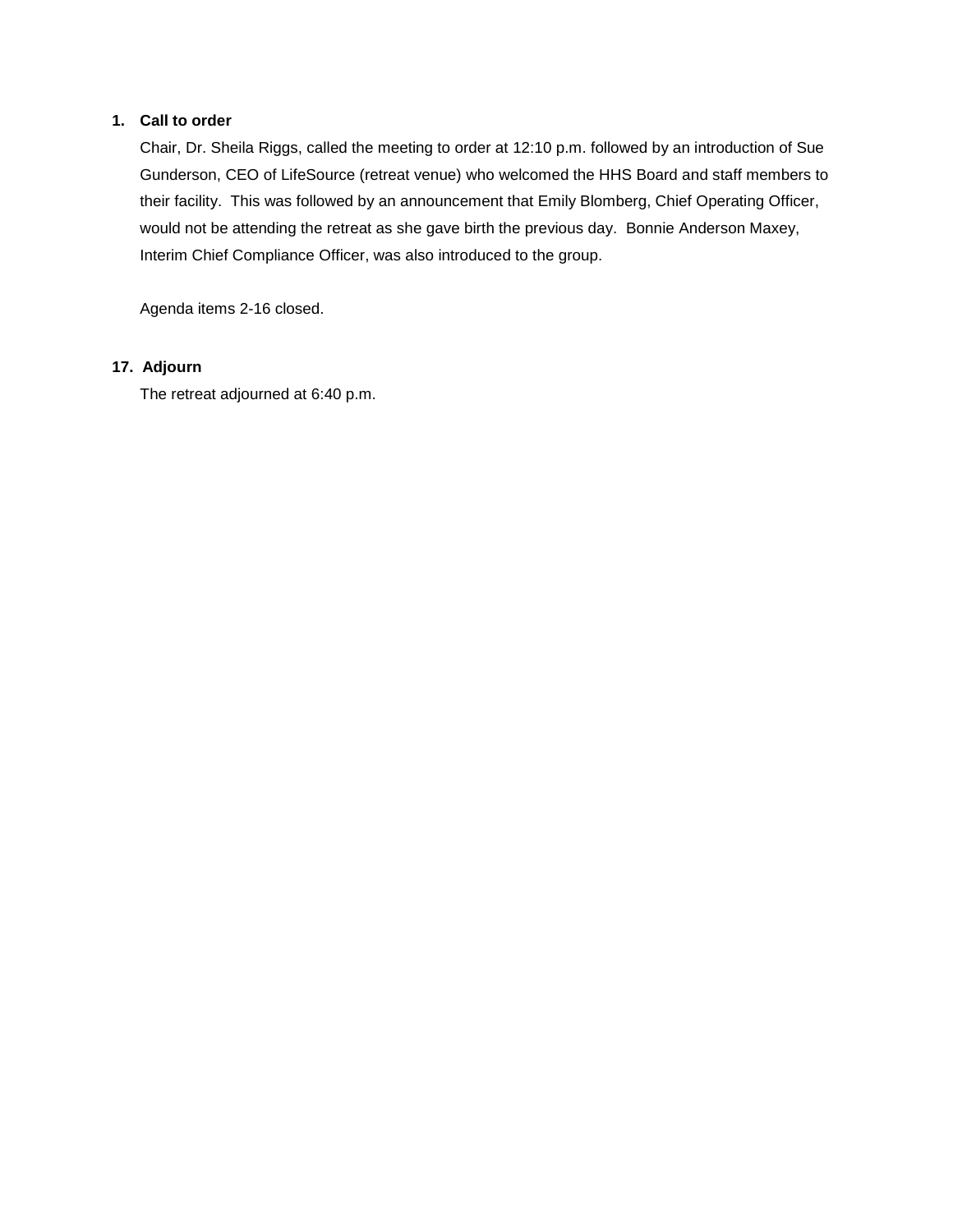**1. Call to order**

Chair, Dr. Sheila Riggs, called the meeting to order at 12:10 p.m. followed by an introduction of Sue Gunderson, CEO of LifeSource (retreat venue) who welcomed the HHS Board and staff members to their facility. This was followed by an announcement that Emily Blomberg, Chief Operating Officer, would not be attending the retreat as she gave birth the previous day. Bonnie Anderson Maxey, Interim Chief Compliance Officer, was also introduced to the group.

Agenda items 2-16 closed.

**17. Adjourn**

The retreat adjourned at 6:40 p.m.